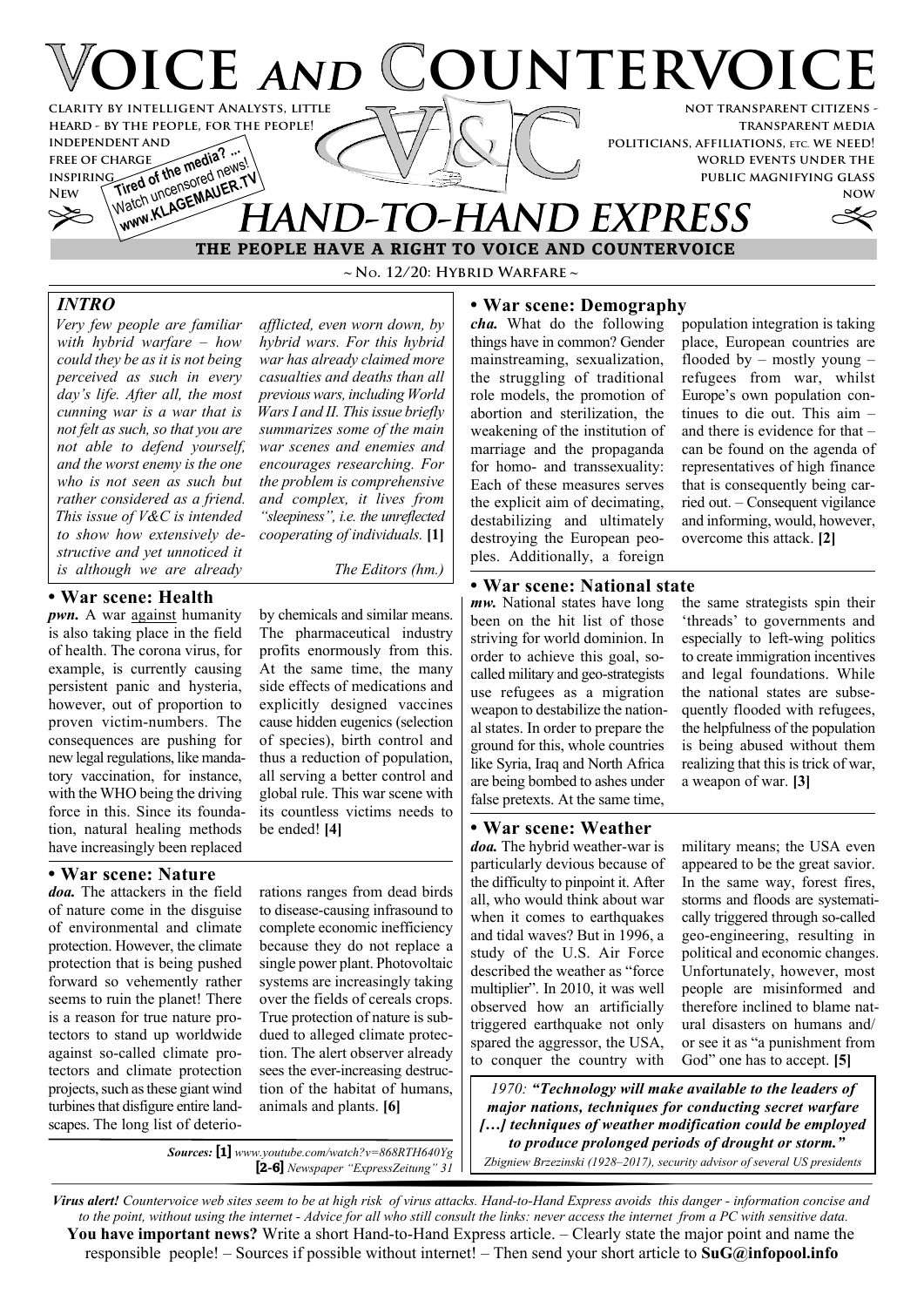# VOICE AND COUNTERVOICE

CLARITY BY INTELLIGENT ANALYSTS, LITTLE HEARD - BY THE PEOPLE, FOR THE PEOPLE! INDEPENDENT AND FREE OF CHARGE INSPIRING NEW

Tired of the media? ... Watch uncensored news! www.KLAGEMAUER.TV

NOT TRANSPARENT CITIZENS - TRANSPARENT MEDIA POLITICIANS, AFFILIATIONS, ETC. WE NEED! WORLD EVENTS UNDER THE PUBLIC MAGNIFYING GLASS NOW

## HAND-TO-HAND EXPRESS

**THE PEOPLE HAVE A RIGHT TO VOICE AND COUNTERVOICE**

~ No. 12/20: Hybrid Warfare ~

### INTRO

*Very few people are familiar with hybrid warfare – how could they be as it is not being perceived as such in every day's life. After all, the most cunning war is a war that is not felt as such, so that you are not able to defend yourself, and the worst enemy is the one who is not seen as such but rather considered as a friend. This issue of V&C is intended to show how extensively destructive and yet unnoticed it is although we are already afflicted, even worn down, by hybrid wars. For this hybrid war has already claimed more casualties and deaths than all previous wars, including World Wars I and II. This issue briefly summarizes some of the main war scenes and enemies and encourages researching. For the problem is comprehensive and complex, it lives from "sleepiness", i.e. the unreflected cooperating of individuals.* **[1]**

*The Editors (hm.)*

### • War scene: Health

***pwn.*** A war against humanity is also taking place in the field of health. The corona virus, for example, is currently causing persistent panic and hysteria, however, out of proportion to proven victim-numbers. The consequences are pushing for new legal regulations, like mandatory vaccination, for instance, with the WHO being the driving force in this. Since its foundation, natural healing methods have increasingly been replaced by chemicals and similar means. The pharmaceutical industry profits enormously from this. At the same time, the many side effects of medications and explicitly designed vaccines cause hidden eugenics (selection of species), birth control and thus a reduction of population, all serving a better control and global rule. This war scene with its countless victims needs to be ended! **[4]**

### • War scene: Nature

***doa.*** The attackers in the field of nature come in the disguise of environmental and climate protection. However, the climate protection that is being pushed forward so vehemently rather seems to ruin the planet! There is a reason for true nature protectors to stand up worldwide against so-called climate protectors and climate protection projects, such as these giant wind turbines that disfigure entire landscapes. The long list of deteriorations ranges from dead birds to disease-causing infrasound to complete economic inefficiency because they do not replace a single power plant. Photovoltaic systems are increasingly taking over the fields of cereals crops. True protection of nature is subdued to alleged climate protection. The alert observer already sees the ever-increasing destruction of the habitat of humans, animals and plants. **[6]**

*Sources:* **[1]** *www.youtube.com/watch?v=868RTH640Yg* **[2-6]** *Newspaper "ExpressZeitung" 31*

### • War scene: Demography

***cha.*** What do the following things have in common? Gender mainstreaming, sexualization, the struggling of traditional role models, the promotion of abortion and sterilization, the weakening of the institution of marriage and the propaganda for homo- and transsexuality: Each of these measures serves the explicit aim of decimating, destabilizing and ultimately destroying the European peoples. Additionally, a foreign population integration is taking place, European countries are flooded by – mostly young – refugees from war, whilst Europe's own population continues to die out. This aim – and there is evidence for that – can be found on the agenda of representatives of high finance that is consequently being carried out. – Consequent vigilance and informing, would, however, overcome this attack. **[2]**

### • War scene: National state

***mw.*** National states have long been on the hit list of those striving for world dominion. In order to achieve this goal, so-called military and geo-strategists use refugees as a migration weapon to destabilize the national states. In order to prepare the ground for this, whole countries like Syria, Iraq and North Africa are being bombed to ashes under false pretexts. At the same time, the same strategists spin their 'threads' to governments and especially to left-wing politics to create immigration incentives and legal foundations. While the national states are subsequently flooded with refugees, the helpfulness of the population is being abused without them realizing that this is trick of war, a weapon of war. **[3]**

### • War scene: Weather

***doa.*** The hybrid weather-war is particularly devious because of the difficulty to pinpoint it. After all, who would think about war when it comes to earthquakes and tidal waves? But in 1996, a study of the U.S. Air Force described the weather as "force multiplier". In 2010, it was well observed how an artificially triggered earthquake not only spared the aggressor, the USA, to conquer the country with military means; the USA even appeared to be the great savior. In the same way, forest fires, storms and floods are systematically triggered through so-called geo-engineering, resulting in political and economic changes. Unfortunately, however, most people are misinformed and therefore inclined to blame natural disasters on humans and/or see it as "a punishment from God" one has to accept. **[5]**

*1970:* ***"Technology will make available to the leaders of major nations, techniques for conducting secret warfare […] techniques of weather modification could be employed to produce prolonged periods of drought or storm."***

*Zbigniew Brzezinski (1928–2017), security advisor of several US presidents*

***Virus alert!*** *Countervoice web sites seem to be at high risk of virus attacks. Hand-to-Hand Express avoids this danger - information concise and to the point, without using the internet - Advice for all who still consult the links: never access the internet from a PC with sensitive data.*

**You have important news?** Write a short Hand-to-Hand Express article. – Clearly state the major point and name the responsible people! – Sources if possible without internet! – Then send your short article to **SuG@infopool.info**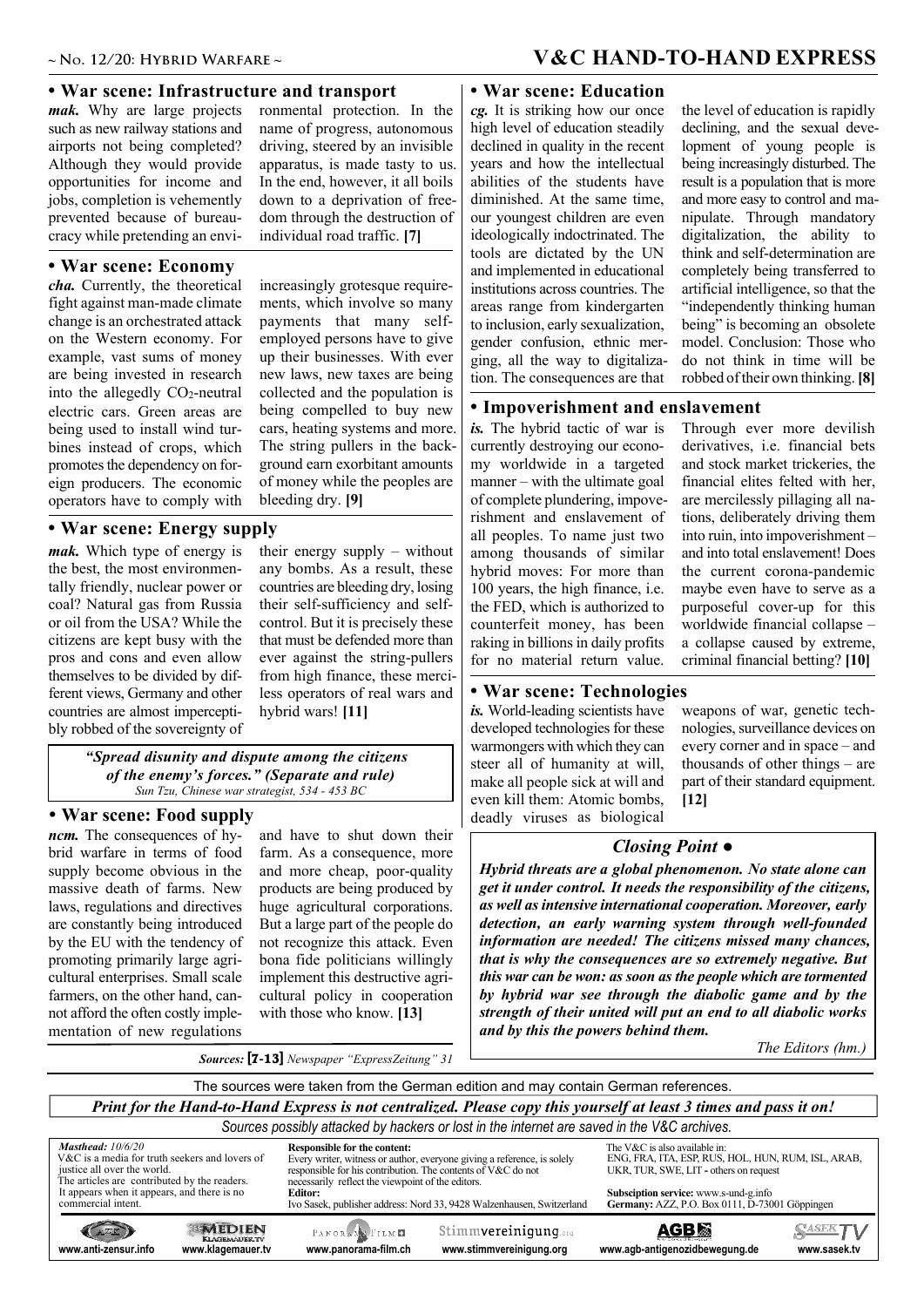## • War scene: Infrastructure and transport

***mak.*** Why are large projects such as new railway stations and airports not being completed? Although they would provide opportunities for income and jobs, completion is vehemently prevented because of bureaucracy while pretending an environmental protection. In the name of progress, autonomous driving, steered by an invisible apparatus, is made tasty to us. In the end, however, it all boils down to a deprivation of freedom through the destruction of individual road traffic. **[7]**

## • War scene: Economy

***cha.*** Currently, the theoretical fight against man-made climate change is an orchestrated attack on the Western economy. For example, vast sums of money are being invested in research into the allegedly $CO_2$-neutral electric cars. Green areas are being used to install wind turbines instead of crops, which promotes the dependency on foreign producers. The economic operators have to comply with increasingly grotesque requirements, which involve so many payments that many self-employed persons have to give up their businesses. With ever new laws, new taxes are being collected and the population is being compelled to buy new cars, heating systems and more. The string pullers in the background earn exorbitant amounts of money while the peoples are bleeding dry. **[9]**

## • War scene: Energy supply

***mak.*** Which type of energy is the best, the most environmentally friendly, nuclear power or coal? Natural gas from Russia or oil from the USA? While the citizens are kept busy with the pros and cons and even allow themselves to be divided by different views, Germany and other countries are almost imperceptibly robbed of the sovereignty of their energy supply – without any bombs. As a result, these countries are bleeding dry, losing their self-sufficiency and self-control. But it is precisely these that must be defended more than ever against the string-pullers from high finance, these merciless operators of real wars and hybrid wars! **[11]**

> ***"Spread disunity and dispute among the citizens of the enemy's forces." (Separate and rule)***
> *Sun Tzu, Chinese war strategist, 534 - 453 BC*

## • War scene: Food supply

***ncm.*** The consequences of hybrid warfare in terms of food supply become obvious in the massive death of farms. New laws, regulations and directives are constantly being introduced by the EU with the tendency of promoting primarily large agricultural enterprises. Small scale farmers, on the other hand, cannot afford the often costly implementation of new regulations and have to shut down their farm. As a consequence, more and more cheap, poor-quality products are being produced by huge agricultural corporations. But a large part of the people do not recognize this attack. Even bona fide politicians willingly implement this destructive agricultural policy in cooperation with those who know. **[13]**

*Sources:* **[7-13]** *Newspaper "ExpressZeitung" 31*

## • War scene: Education

***cg.*** It is striking how our once high level of education steadily declined in quality in the recent years and how the intellectual abilities of the students have diminished. At the same time, our youngest children are even ideologically indoctrinated. The tools are dictated by the UN and implemented in educational institutions across countries. The areas range from kindergarten to inclusion, early sexualization, gender confusion, ethnic merging, all the way to digitalization. The consequences are that the level of education is rapidly declining, and the sexual development of young people is being increasingly disturbed. The result is a population that is more and more easy to control and manipulate. Through mandatory digitalization, the ability to think and self-determination are completely being transferred to artificial intelligence, so that the "independently thinking human being" is becoming an obsolete model. Conclusion: Those who do not think in time will be robbed of their own thinking. **[8]**

## • Impoverishment and enslavement

***is.*** The hybrid tactic of war is currently destroying our economy worldwide in a targeted manner – with the ultimate goal of complete plundering, impoverishment and enslavement of all peoples. To name just two among thousands of similar hybrid moves: For more than 100 years, the high finance, i.e. the FED, which is authorized to counterfeit money, has been raking in billions in daily profits for no material return value. Through ever more devilish derivatives, i.e. financial bets and stock market trickeries, the financial elites felted with her, are mercilessly pillaging all nations, deliberately driving them into ruin, into impoverishment – and into total enslavement! Does the current corona-pandemic maybe even have to serve as a purposeful cover-up for this worldwide financial collapse – a collapse caused by extreme, criminal financial betting? **[10]**

## • War scene: Technologies

***is.*** World-leading scientists have developed technologies for these warmongers with which they can steer all of humanity at will, make all people sick at will and even kill them: Atomic bombs, deadly viruses as biological weapons of war, genetic technologies, surveillance devices on every corner and in space – and thousands of other things – are part of their standard equipment. **[12]**

### *Closing Point •*

***Hybrid threats are a global phenomenon. No state alone can get it under control. It needs the responsibility of the citizens, as well as intensive international cooperation. Moreover, early detection, an early warning system through well-founded information are needed! The citizens missed many chances, that is why the consequences are so extremely negative. But this war can be won: as soon as the people which are tormented by hybrid war see through the diabolic game and by the strength of their united will put an end to all diabolic works and by this the powers behind them.***

*The Editors (hm.)*

The sources were taken from the German edition and may contain German references.

***Print for the Hand-to-Hand Express is not centralized. Please copy this yourself at least 3 times and pass it on!***

*Sources possibly attacked by hackers or lost in the internet are saved in the V&C archives.*

***Masthead:*** *10/6/20*
V&C is a media for truth seekers and lovers of justice all over the world.
The articles are contributed by the readers.
It appears when it appears, and there is no commercial intent.

**Responsible for the content:**
Every writer, witness or author, everyone giving a reference, is solely responsible for his contribution. The contents of V&C do not necessarily reflect the viewpoint of the editors.
**Editor:**
Ivo Sasek, publisher address: Nord 33, 9428 Walzenhausen, Switzerland

The V&C is also available in:
ENG, FRA, ITA, ESP, RUS, HOL, HUN, RUM, ISL, ARAB, UKR, TUR, SWE, LIT - others on request

**Subsciption service:** www.s-und-g.info
**Germany:** AZZ, P.O. Box 0111, D-73001 Göppingen

www.anti-zensur.info | www.klagemauer.tv | www.panorama-film.ch | www.stimmvereinigung.org | www.agb-antigenozidbewegung.de | www.sasek.tv